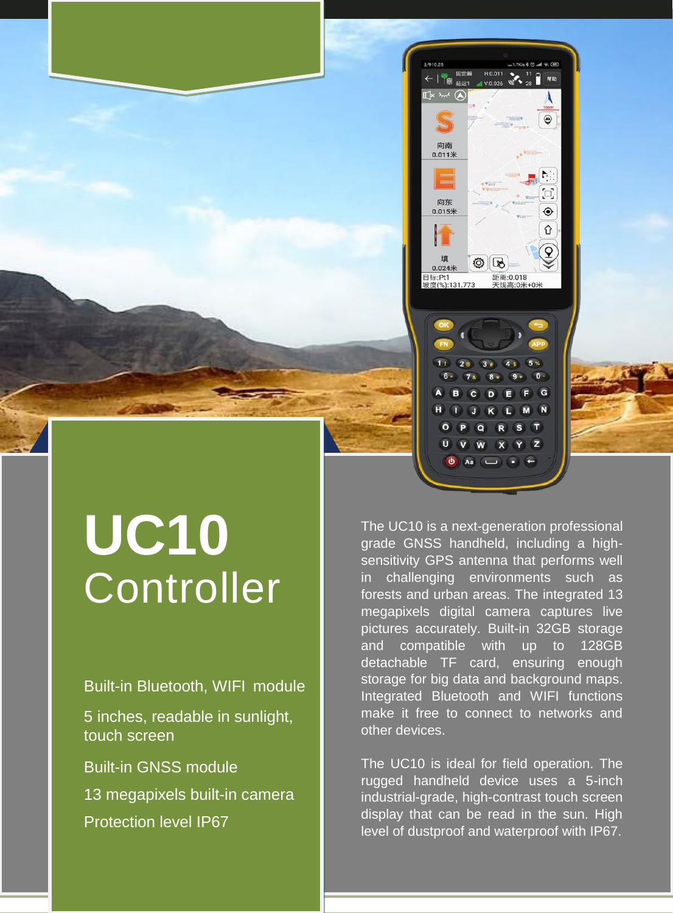# UC10 Controller

- Built-in Bluetooth, WIFI module
- 5 inches, readable in sunlight, touch screen
- Built-in GNSS module
- 13 megapixels built-in camera
- Protection level IP67

The UC10 is a next-generation professional grade GNSS handheld, including a high-sensitivity GPS antenna that performs well in challenging environments such as forests and urban areas. The integrated 13 megapixels digital camera captures live pictures accurately. Built-in 32GB storage and compatible with up to 128GB detachable TF card, ensuring enough storage for big data and background maps. Integrated Bluetooth and WIFI functions make it free to connect to networks and other devices.

The UC10 is ideal for field operation. The rugged handheld device uses a 5-inch industrial-grade, high-contrast touch screen display that can be read in the sun. High level of dustproof and waterproof with IP67.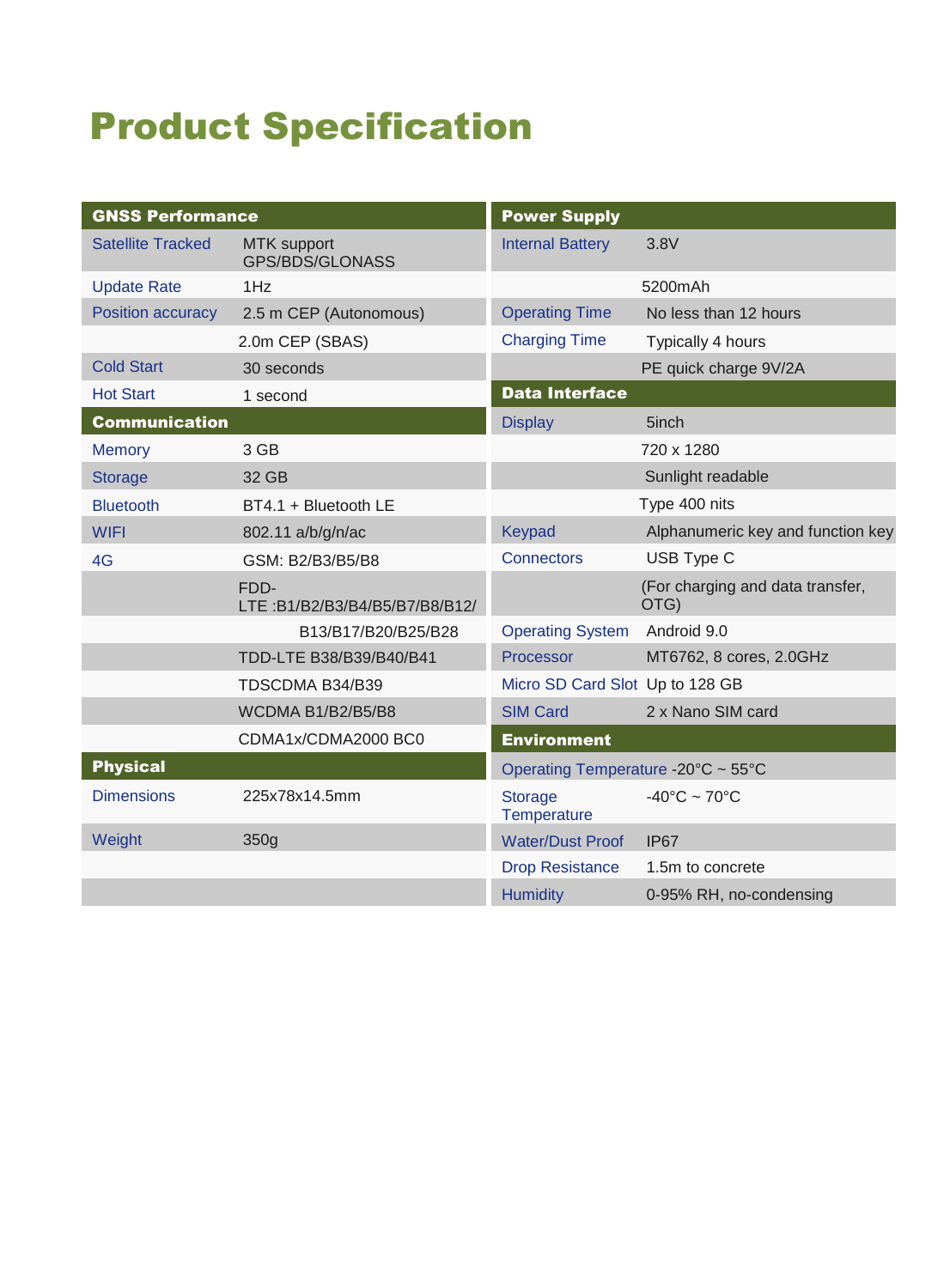# Product Specification

| GNSS Performance | |
|---|---|
| Satellite Tracked | MTK support GPS/BDS/GLONASS |
| Update Rate | 1Hz |
| Position accuracy | 2.5 m CEP (Autonomous) |
| | 2.0m CEP (SBAS) |
| Cold Start | 30 seconds |
| Hot Start | 1 second |
| **Communication** | |
| Memory | 3 GB |
| Storage | 32 GB |
| Bluetooth | BT4.1 + Bluetooth LE |
| WIFI | 802.11 a/b/g/n/ac |
| 4G | GSM: B2/B3/B5/B8 |
| | FDD-LTE :B1/B2/B3/B4/B5/B7/B8/B12/ |
| | B13/B17/B20/B25/B28 |
| | TDD-LTE B38/B39/B40/B41 |
| | TDSCDMA B34/B39 |
| | WCDMA B1/B2/B5/B8 |
| | CDMA1x/CDMA2000 BC0 |
| **Physical** | |
| Dimensions | 225x78x14.5mm |
| Weight | 350g |

| Power Supply | |
|---|---|
| Internal Battery | 3.8V |
| | 5200mAh |
| Operating Time | No less than 12 hours |
| Charging Time | Typically 4 hours |
| | PE quick charge 9V/2A |
| **Data Interface** | |
| Display | 5inch |
| | 720 x 1280 |
| | Sunlight readable |
| | Type 400 nits |
| Keypad | Alphanumeric key and function key |
| Connectors | USB Type C |
| | (For charging and data transfer, OTG) |
| Operating System | Android 9.0 |
| Processor | MT6762, 8 cores, 2.0GHz |
| Micro SD Card Slot | Up to 128 GB |
| SIM Card | 2 x Nano SIM card |
| **Environment** | |
| Operating Temperature | -20°C ~ 55°C |
| Storage Temperature | -40°C ~ 70°C |
| Water/Dust Proof | IP67 |
| Drop Resistance | 1.5m to concrete |
| Humidity | 0-95% RH, no-condensing |